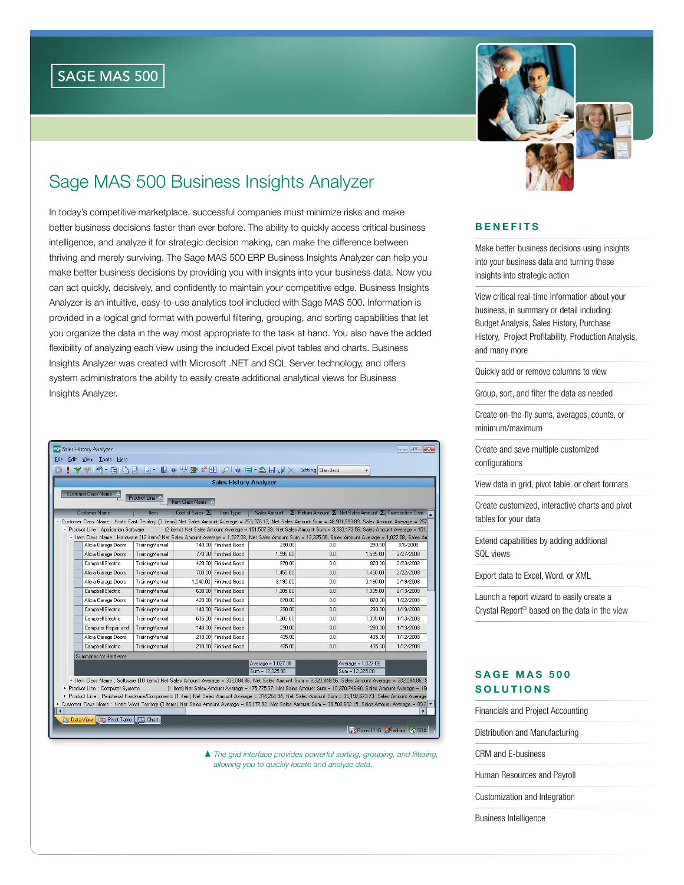SAGE MAS 500

# Sage MAS 500 Business Insights Analyzer

In today's competitive marketplace, successful companies must minimize risks and make better business decisions faster than ever before. The ability to quickly access critical business intelligence, and analyze it for strategic decision making, can make the difference between thriving and merely surviving. The Sage MAS 500 ERP Business Insights Analyzer can help you make better business decisions by providing you with insights into your business data. Now you can act quickly, decisively, and confidently to maintain your competitive edge. Business Insights Analyzer is an intuitive, easy-to-use analytics tool included with Sage MAS 500. Information is provided in a logical grid format with powerful filtering, grouping, and sorting capabilities that let you organize the data in the way most appropriate to the task at hand. You also have the added flexibility of analyzing each view using the included Excel pivot tables and charts. Business Insights Analyzer was created with Microsoft .NET and SQL Server technology, and offers system administrators the ability to easily create additional analytical views for Business Insights Analyzer.

▲ *The grid interface provides powerful sorting, grouping, and filtering, allowing you to quickly locate and analyze data.*

## BENEFITS

- Make better business decisions using insights into your business data and turning these insights into strategic action
- View critical real-time information about your business, in summary or detail including: Budget Analysis, Sales History, Purchase History, Project Profitability, Production Analysis, and many more
- Quickly add or remove columns to view
- Group, sort, and filter the data as needed
- Create on-the-fly sums, averages, counts, or minimum/maximum
- Create and save multiple customized configurations
- View data in grid, pivot table, or chart formats
- Create customized, interactive charts and pivot tables for your data
- Extend capabilities by adding additional SQL views
- Export data to Excel, Word, or XML
- Launch a report wizard to easily create a Crystal Report® based on the data in the view

## SAGE MAS 500 SOLUTIONS

- Financials and Project Accounting
- Distribution and Manufacturing
- CRM and E-business
- Human Resources and Payroll
- Customization and Integration
- Business Intelligence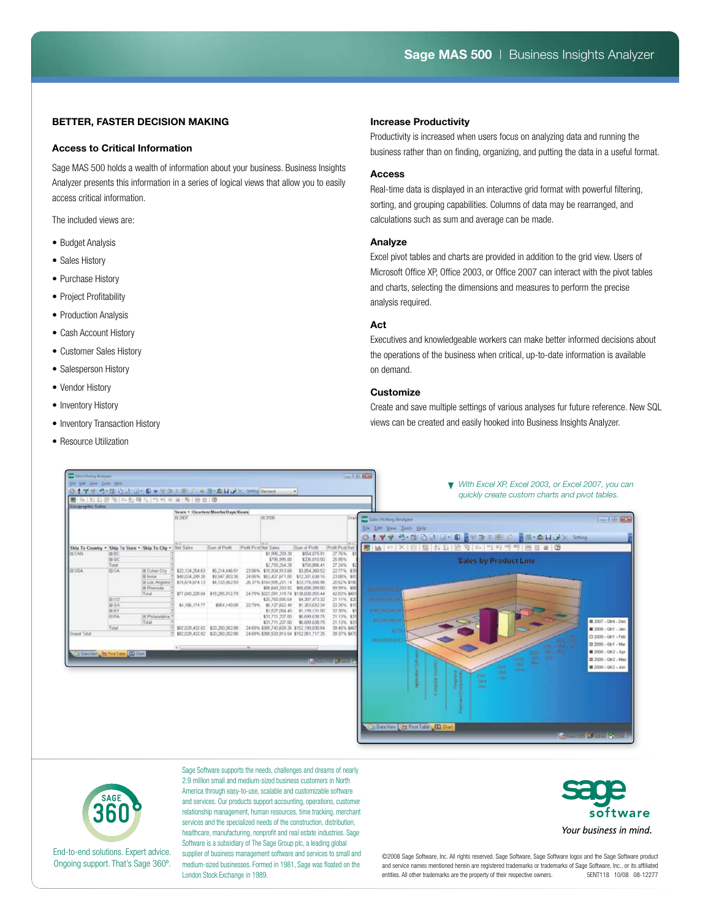## BETTER, FASTER DECISION MAKING

### Access to Critical Information

Sage MAS 500 holds a wealth of information about your business. Business Insights Analyzer presents this information in a series of logical views that allow you to easily access critical information.

The included views are:

- Budget Analysis
- Sales History
- Purchase History
- Project Profitability
- Production Analysis
- Cash Account History
- Customer Sales History
- Salesperson History
- Vendor History
- Inventory History
- Inventory Transaction History
- Resource Utilization

### Increase Productivity

Productivity is increased when users focus on analyzing data and running the business rather than on finding, organizing, and putting the data in a useful format.

### Access

Real-time data is displayed in an interactive grid format with powerful filtering, sorting, and grouping capabilities. Columns of data may be rearranged, and calculations such as sum and average can be made.

### Analyze

Excel pivot tables and charts are provided in addition to the grid view. Users of Microsoft Office XP, Office 2003, or Office 2007 can interact with the pivot tables and charts, selecting the dimensions and measures to perform the precise analysis required.

### Act

Executives and knowledgeable workers can make better informed decisions about the operations of the business when critical, up-to-date information is available on demand.

### Customize

Create and save multiple settings of various analyses fur future reference. New SQL views can be created and easily hooked into Business Insights Analyzer.

▼ *With Excel XP, Excel 2003, or Excel 2007, you can quickly create custom charts and pivot tables.*

End-to-end solutions. Expert advice. Ongoing support. That's Sage 360°.

Sage Software supports the needs, challenges and dreams of nearly 2.9 million small and medium-sized business customers in North America through easy-to-use, scalable and customizable software and services. Our products support accounting, operations, customer relationship management, human resources, time tracking, merchant services and the specialized needs of the construction, distribution, healthcare, manufacturing, nonprofit and real estate industries. Sage Software is a subsidiary of The Sage Group plc, a leading global supplier of business management software and services to small and medium-sized businesses. Formed in 1981, Sage was floated on the London Stock Exchange in 1989.

sage software

*Your business in mind.*

©2008 Sage Software, Inc. All rights reserved. Sage Software, Sage Software logos and the Sage Software product and service names mentioned herein are registered trademarks or trademarks of Sage Software, Inc., or its affiliated entities. All other trademarks are the property of their respective owners. 5ENT118 10/08 08-12277